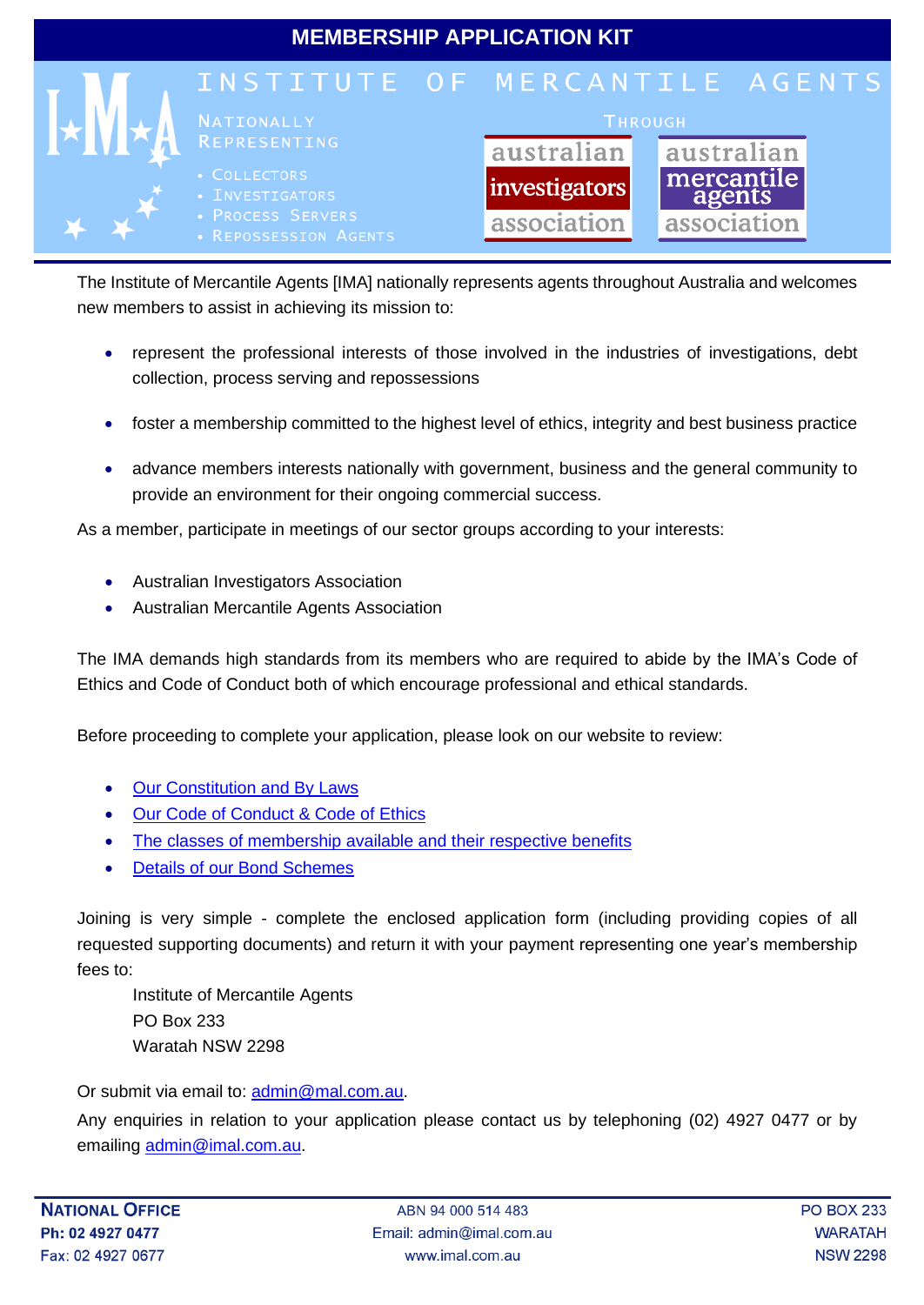# MEMBERSHIP APPLICATION KIT

## INSTITUTE OF MERCANTILE AGENTS

NATIONALLY REPRESENTING

- COLLECTORS
- INVESTIGATORS
- PROCESS SERVERS
- REPOSSESSION AGENTS

THROUGH

australian investigators association

australian mercantile agents association

The Institute of Mercantile Agents [IMA] nationally represents agents throughout Australia and welcomes new members to assist in achieving its mission to:

- represent the professional interests of those involved in the industries of investigations, debt collection, process serving and repossessions
- foster a membership committed to the highest level of ethics, integrity and best business practice
- advance members interests nationally with government, business and the general community to provide an environment for their ongoing commercial success.

As a member, participate in meetings of our sector groups according to your interests:

- Australian Investigators Association
- Australian Mercantile Agents Association

The IMA demands high standards from its members who are required to abide by the IMA's Code of Ethics and Code of Conduct both of which encourage professional and ethical standards.

Before proceeding to complete your application, please look on our website to review:

- Our Constitution and By Laws
- Our Code of Conduct & Code of Ethics
- The classes of membership available and their respective benefits
- Details of our Bond Schemes

Joining is very simple - complete the enclosed application form (including providing copies of all requested supporting documents) and return it with your payment representing one year's membership fees to:

Institute of Mercantile Agents
PO Box 233
Waratah NSW 2298

Or submit via email to: admin@mal.com.au.

Any enquiries in relation to your application please contact us by telephoning (02) 4927 0477 or by emailing admin@imal.com.au.

**NATIONAL OFFICE**
**Ph: 02 4927 0477**
Fax: 02 4927 0677

ABN 94 000 514 483
Email: admin@imal.com.au
www.imal.com.au

PO BOX 233
WARATAH
NSW 2298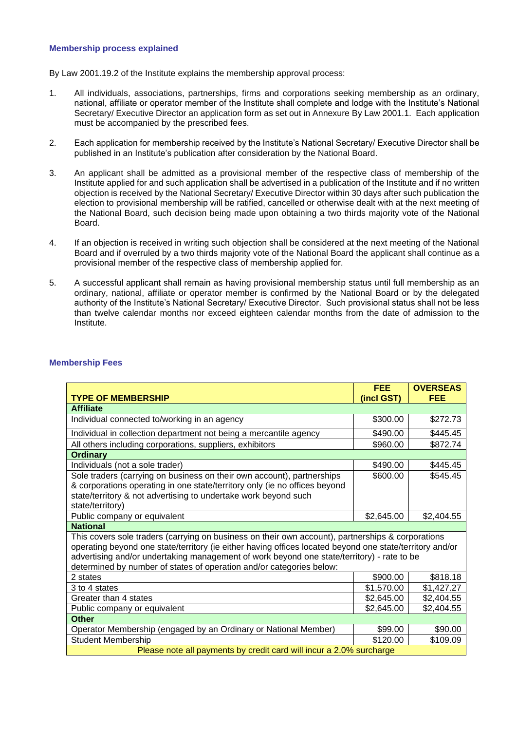## Membership process explained

By Law 2001.19.2 of the Institute explains the membership approval process:

1. All individuals, associations, partnerships, firms and corporations seeking membership as an ordinary, national, affiliate or operator member of the Institute shall complete and lodge with the Institute's National Secretary/ Executive Director an application form as set out in Annexure By Law 2001.1. Each application must be accompanied by the prescribed fees.

2. Each application for membership received by the Institute's National Secretary/ Executive Director shall be published in an Institute's publication after consideration by the National Board.

3. An applicant shall be admitted as a provisional member of the respective class of membership of the Institute applied for and such application shall be advertised in a publication of the Institute and if no written objection is received by the National Secretary/ Executive Director within 30 days after such publication the election to provisional membership will be ratified, cancelled or otherwise dealt with at the next meeting of the National Board, such decision being made upon obtaining a two thirds majority vote of the National Board.

4. If an objection is received in writing such objection shall be considered at the next meeting of the National Board and if overruled by a two thirds majority vote of the National Board the applicant shall continue as a provisional member of the respective class of membership applied for.

5. A successful applicant shall remain as having provisional membership status until full membership as an ordinary, national, affiliate or operator member is confirmed by the National Board or by the delegated authority of the Institute's National Secretary/ Executive Director. Such provisional status shall not be less than twelve calendar months nor exceed eighteen calendar months from the date of admission to the Institute.

## Membership Fees

| TYPE OF MEMBERSHIP | FEE (incl GST) | OVERSEAS FEE |
|---|---|---|
| **Affiliate** | | |
| Individual connected to/working in an agency | $300.00 | $272.73 |
| Individual in collection department not being a mercantile agency | $490.00 | $445.45 |
| All others including corporations, suppliers, exhibitors | $960.00 | $872.74 |
| **Ordinary** | | |
| Individuals (not a sole trader) | $490.00 | $445.45 |
| Sole traders (carrying on business on their own account), partnerships & corporations operating in one state/territory only (ie no offices beyond state/territory & not advertising to undertake work beyond such state/territory) | $600.00 | $545.45 |
| Public company or equivalent | $2,645.00 | $2,404.55 |
| **National** | | |
| This covers sole traders (carrying on business on their own account), partnerships & corporations operating beyond one state/territory (ie either having offices located beyond one state/territory and/or advertising and/or undertaking management of work beyond one state/territory) - rate to be determined by number of states of operation and/or categories below: | | |
| 2 states | $900.00 | $818.18 |
| 3 to 4 states | $1,570.00 | $1,427.27 |
| Greater than 4 states | $2,645.00 | $2,404.55 |
| Public company or equivalent | $2,645.00 | $2,404.55 |
| **Other** | | |
| Operator Membership (engaged by an Ordinary or National Member) | $99.00 | $90.00 |
| Student Membership | $120.00 | $109.09 |
| Please note all payments by credit card will incur a 2.0% surcharge | | |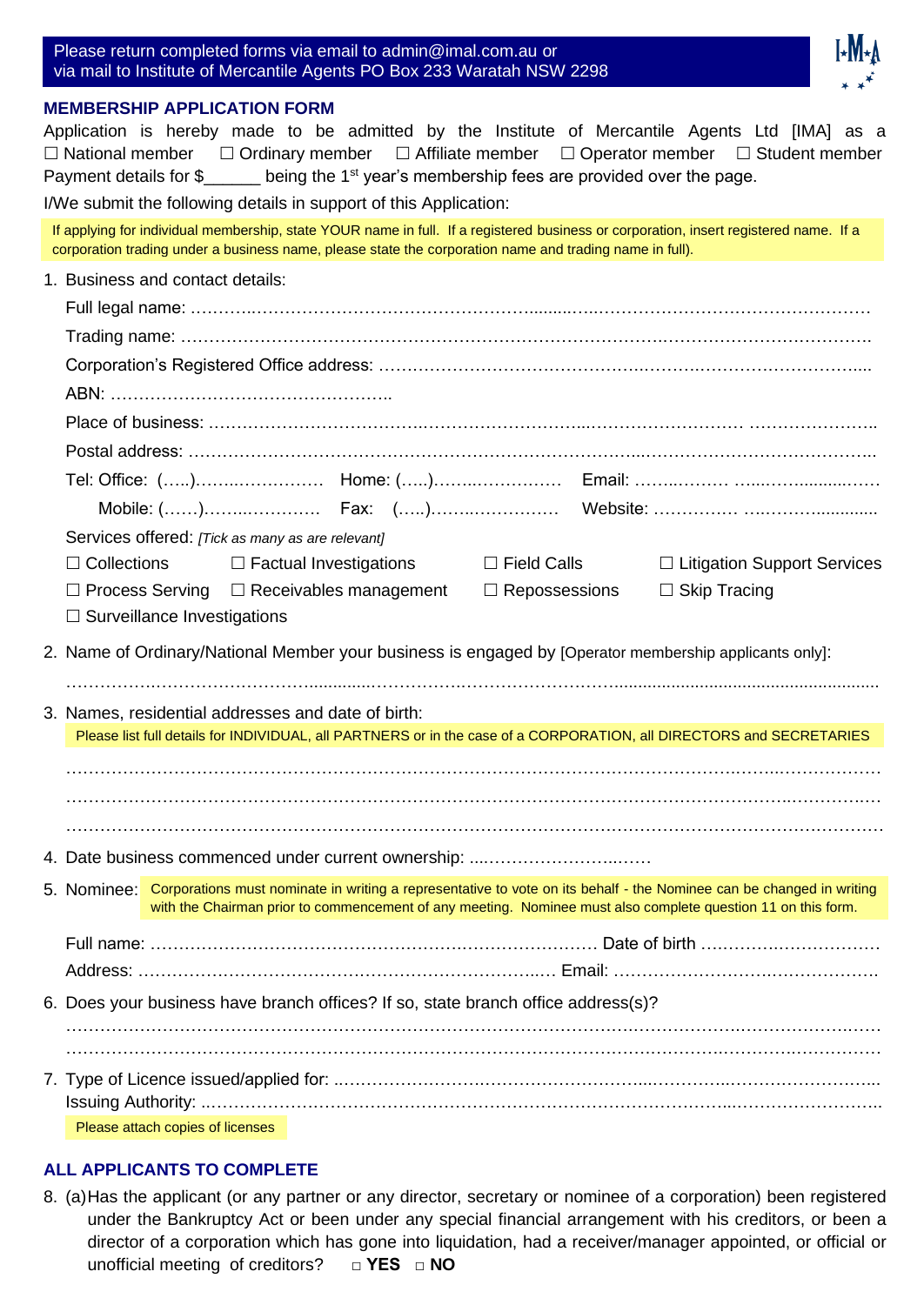Please return completed forms via email to admin@imal.com.au or
via mail to Institute of Mercantile Agents PO Box 233 Waratah NSW 2298

## MEMBERSHIP APPLICATION FORM

Application is hereby made to be admitted by the Institute of Mercantile Agents Ltd [IMA] as a
☐ National member ☐ Ordinary member ☐ Affiliate member ☐ Operator member ☐ Student member
Payment details for $______ being the 1st year's membership fees are provided over the page.

I/We submit the following details in support of this Application:

If applying for individual membership, state YOUR name in full. If a registered business or corporation, insert registered name. If a corporation trading under a business name, please state the corporation name and trading name in full).

1. Business and contact details:

   Full legal name: ……………………………………………………………………………………………………

   Trading name: ……………………………………………………………………………………………………

   Corporation's Registered Office address: ………………………………………………………………………

   ABN: ………………………………………………

   Place of business: ………………………………………………………………………………………………

   Postal address: …………………………………………………………………………………………………

   Tel: Office: (…..)…………………… Home: (…..)…………………… Email: ……………………………………

   Mobile: (……)…………………… Fax: (…..)…………………… Website: ……………………………………

   Services offered: *[Tick as many as are relevant]*

   ☐ Collections ☐ Factual Investigations ☐ Field Calls ☐ Litigation Support Services
   ☐ Process Serving ☐ Receivables management ☐ Repossessions ☐ Skip Tracing
   ☐ Surveillance Investigations

2. Name of Ordinary/National Member your business is engaged by [Operator membership applicants only]:

   …………………………………………………………………………………………………………………………

3. Names, residential addresses and date of birth:

   Please list full details for INDIVIDUAL, all PARTNERS or in the case of a CORPORATION, all DIRECTORS and SECRETARIES

   …………………………………………………………………………………………………………………………

   …………………………………………………………………………………………………………………………

   …………………………………………………………………………………………………………………………

4. Date business commenced under current ownership: …………………………

5. Nominee: Corporations must nominate in writing a representative to vote on its behalf - the Nominee can be changed in writing with the Chairman prior to commencement of any meeting. Nominee must also complete question 11 on this form.

   Full name: ……………………………………………………………… Date of birth ……………………………

   Address: ……………………………………………………………… Email: ……………………………………

6. Does your business have branch offices? If so, state branch office address(s)?

   …………………………………………………………………………………………………………………………

   …………………………………………………………………………………………………………………………

7. Type of Licence issued/applied for: ………………………………………………………………………………

   Issuing Authority: ………………………………………………………………………………………………

   Please attach copies of licenses

## ALL APPLICANTS TO COMPLETE

8. (a) Has the applicant (or any partner or any director, secretary or nominee of a corporation) been registered under the Bankruptcy Act or been under any special financial arrangement with his creditors, or been a director of a corporation which has gone into liquidation, had a receiver/manager appointed, or official or unofficial meeting of creditors? ☐ **YES** ☐ **NO**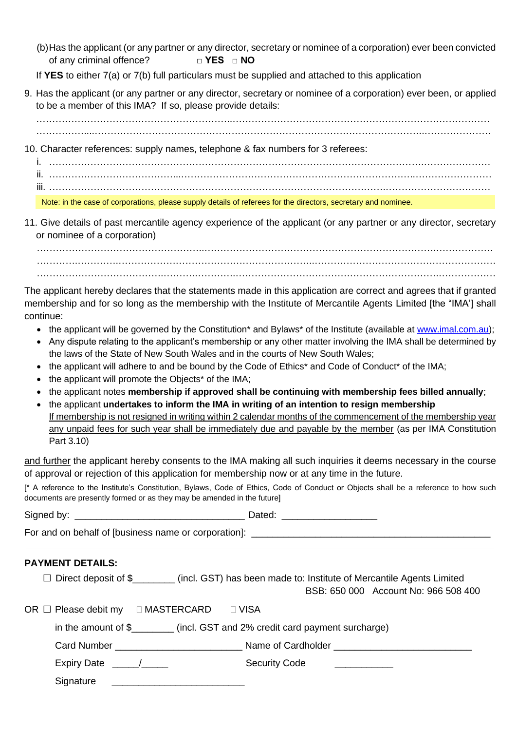(b) Has the applicant (or any partner or any director, secretary or nominee of a corporation) ever been convicted of any criminal offence? □ **YES** □ **NO**

If **YES** to either 7(a) or 7(b) full particulars must be supplied and attached to this application

9. Has the applicant (or any partner or any director, secretary or nominee of a corporation) ever been, or applied to be a member of this IMA? If so, please provide details:

………………………………………………………………………………………………………………………………
………………………………………………………………………………………………………………………………

10. Character references: supply names, telephone & fax numbers for 3 referees:

i. ………………………………………………………………………………………………………………………
ii. ………………………………………………………………………………………………………………………
iii. ………………………………………………………………………………………………………………………

Note: in the case of corporations, please supply details of referees for the directors, secretary and nominee.

11. Give details of past mercantile agency experience of the applicant (or any partner or any director, secretary or nominee of a corporation)

………………………………………………………………………………………………………………………………
………………………………………………………………………………………………………………………………
………………………………………………………………………………………………………………………………

The applicant hereby declares that the statements made in this application are correct and agrees that if granted membership and for so long as the membership with the Institute of Mercantile Agents Limited [the "IMA"] shall continue:

- the applicant will be governed by the Constitution* and Bylaws* of the Institute (available at www.imal.com.au);
- Any dispute relating to the applicant's membership or any other matter involving the IMA shall be determined by the laws of the State of New South Wales and in the courts of New South Wales;
- the applicant will adhere to and be bound by the Code of Ethics* and Code of Conduct* of the IMA;
- the applicant will promote the Objects* of the IMA;
- the applicant notes **membership if approved shall be continuing with membership fees billed annually**;
- the applicant **undertakes to inform the IMA in writing of an intention to resign membership** If membership is not resigned in writing within 2 calendar months of the commencement of the membership year any unpaid fees for such year shall be immediately due and payable by the member (as per IMA Constitution Part 3.10)

and further the applicant hereby consents to the IMA making all such inquiries it deems necessary in the course of approval or rejection of this application for membership now or at any time in the future.

[* A reference to the Institute's Constitution, Bylaws, Code of Ethics, Code of Conduct or Objects shall be a reference to how such documents are presently formed or as they may be amended in the future]

Signed by: ______________________________ Dated: ________________

For and on behalf of [business name or corporation]: ____________________________________________

**PAYMENT DETAILS:**

☐ Direct deposit of $_______ (incl. GST) has been made to: Institute of Mercantile Agents Limited
BSB: 650 000 Account No: 966 508 400

OR ☐ Please debit my ☐ MASTERCARD ☐ VISA

in the amount of $_______ (incl. GST and 2% credit card payment surcharge)

Card Number ______________________ Name of Cardholder ________________________

Expiry Date _____/_____ Security Code __________

Signature ______________________